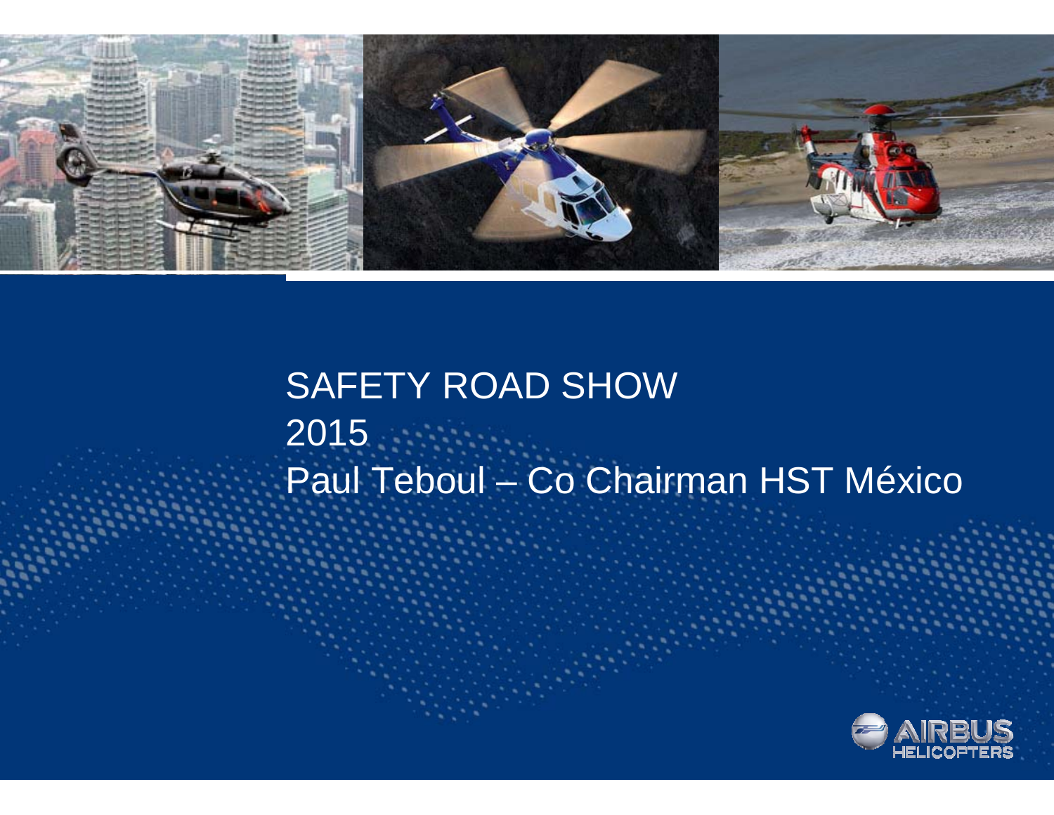# SAFETY ROAD SHOW 2015

Paul Teboul – Co Chairman HST México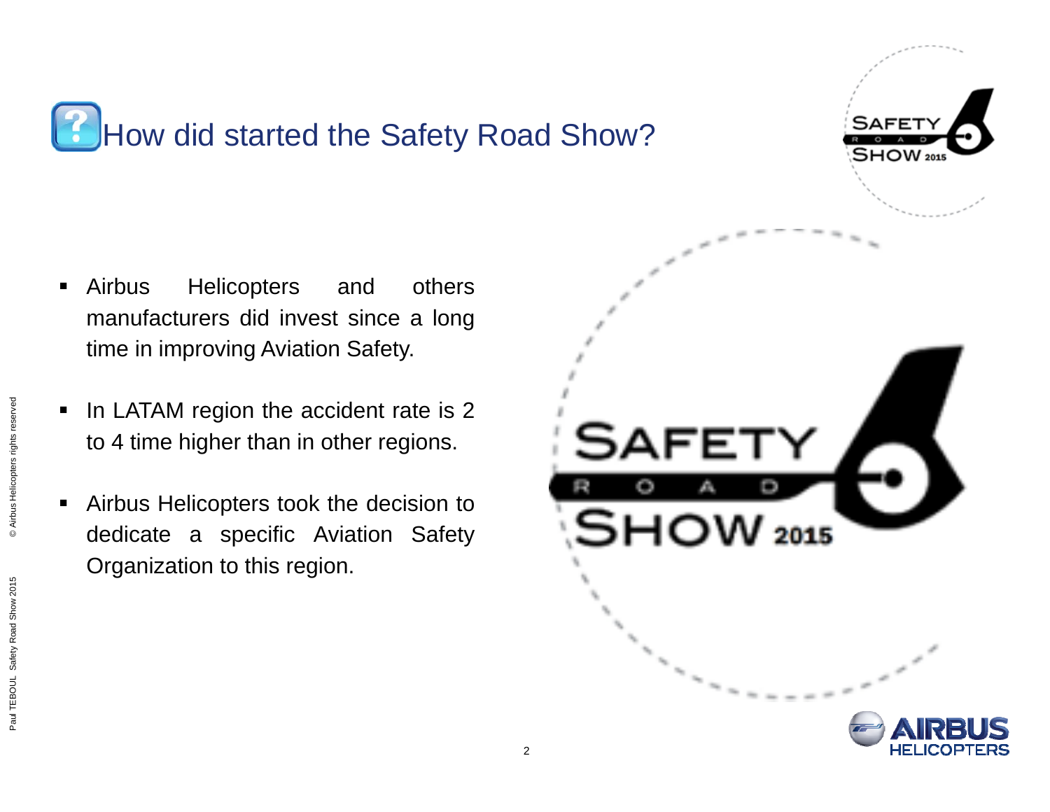# How did started the Safety Road Show?

- Airbus Helicopters and others manufacturers did invest since a long time in improving Aviation Safety.
- In LATAM region the accident rate is 2 to 4 time higher than in other regions.
- Airbus Helicopters took the decision to dedicate a specific Aviation Safety Organization to this region.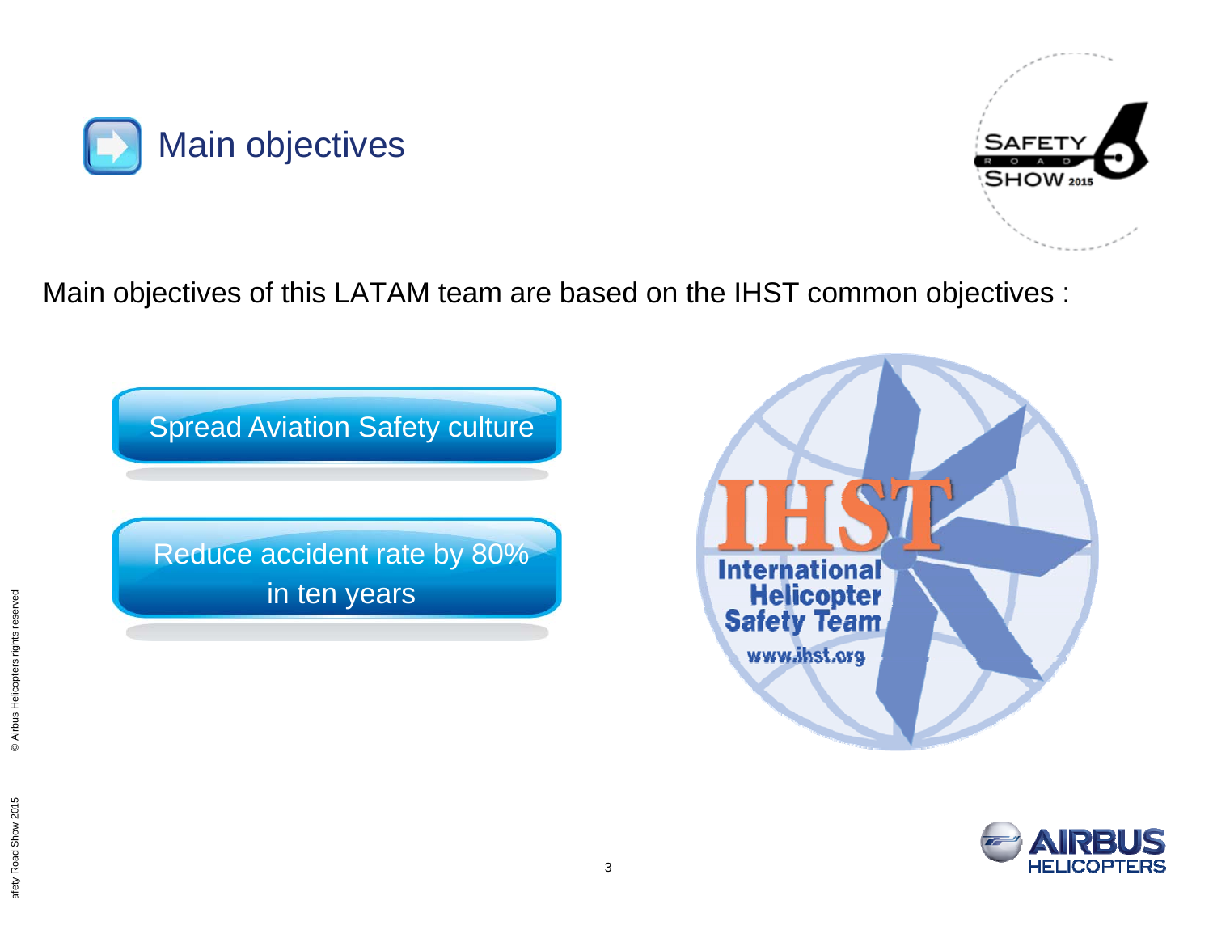# Main objectives

Main objectives of this LATAM team are based on the IHST common objectives :

- Spread Aviation Safety culture
- Reduce accident rate by 80% in ten years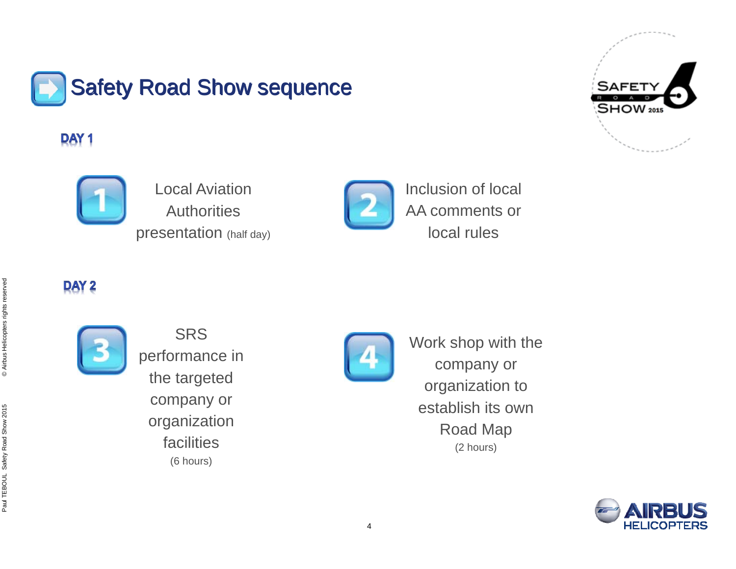# Safety Road Show sequence

## DAY 1

1. Local Aviation Authorities presentation (half day)
2. Inclusion of local AA comments or local rules

## DAY 2

3. SRS performance in the targeted company or organization facilities (6 hours)
4. Work shop with the company or organization to establish its own Road Map (2 hours)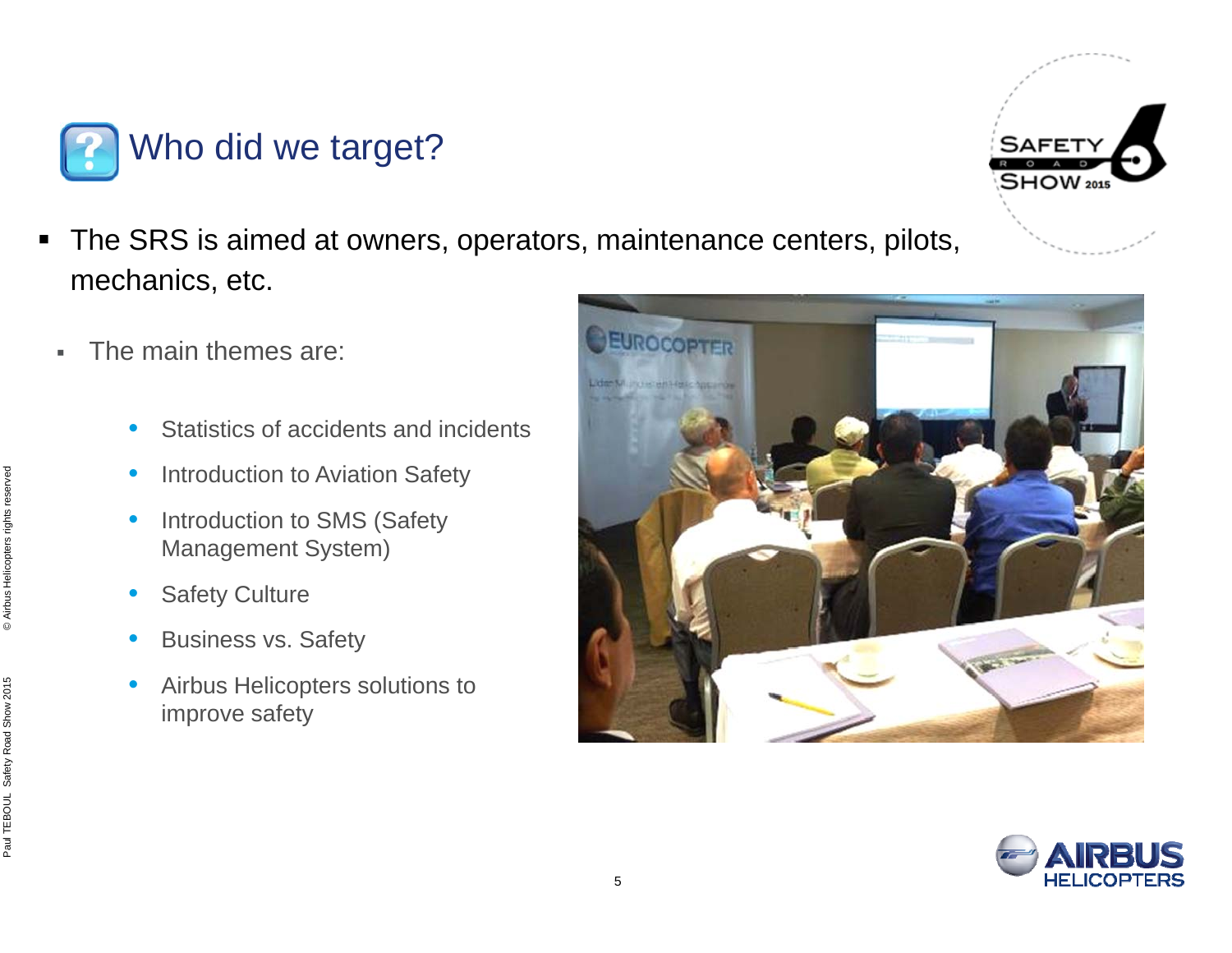# Who did we target?

- The SRS is aimed at owners, operators, maintenance centers, pilots, mechanics, etc.
  - The main themes are:
    - Statistics of accidents and incidents
    - Introduction to Aviation Safety
    - Introduction to SMS (Safety Management System)
    - Safety Culture
    - Business vs. Safety
    - Airbus Helicopters solutions to improve safety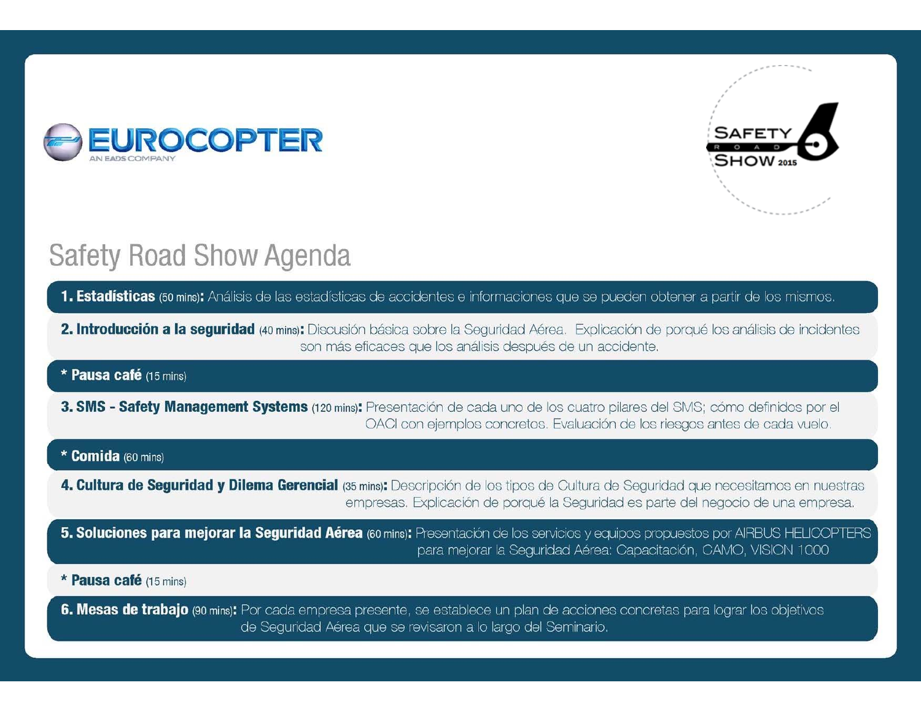EUROCOPTER
AN EADS COMPANY

SAFETY ROAD SHOW 2015

# Safety Road Show Agenda

**1. Estadísticas** (50 mins)**:** Análisis de las estadísticas de accidentes e informaciones que se pueden obtener a partir de los mismos.

**2. Introducción a la seguridad** (40 mins)**:** Discusión básica sobre la Seguridad Aérea. Explicación de porqué los análisis de incidentes son más eficaces que los análisis después de un accidente.

**\* Pausa café** (15 mins)

**3. SMS - Safety Management Systems** (120 mins)**:** Presentación de cada uno de los cuatro pilares del SMS; cómo definidos por el OACI con ejemplos concretos. Evaluación de los riesgos antes de cada vuelo.

**\* Comida** (60 mins)

**4. Cultura de Seguridad y Dilema Gerencial** (35 mins)**:** Descripción de los tipos de Cultura de Seguridad que necesitamos en nuestras empresas. Explicación de porqué la Seguridad es parte del negocio de una empresa.

**5. Soluciones para mejorar la Seguridad Aérea** (60 mins)**:** Presentación de los servicios y equipos propuestos por AIRBUS HELICOPTERS para mejorar la Seguridad Aérea: Capacitación, CAMO, VISION 1000

**\* Pausa café** (15 mins)

**6. Mesas de trabajo** (90 mins)**:** Por cada empresa presente, se establece un plan de acciones concretas para lograr los objetivos de Seguridad Aérea que se revisaron a lo largo del Seminario.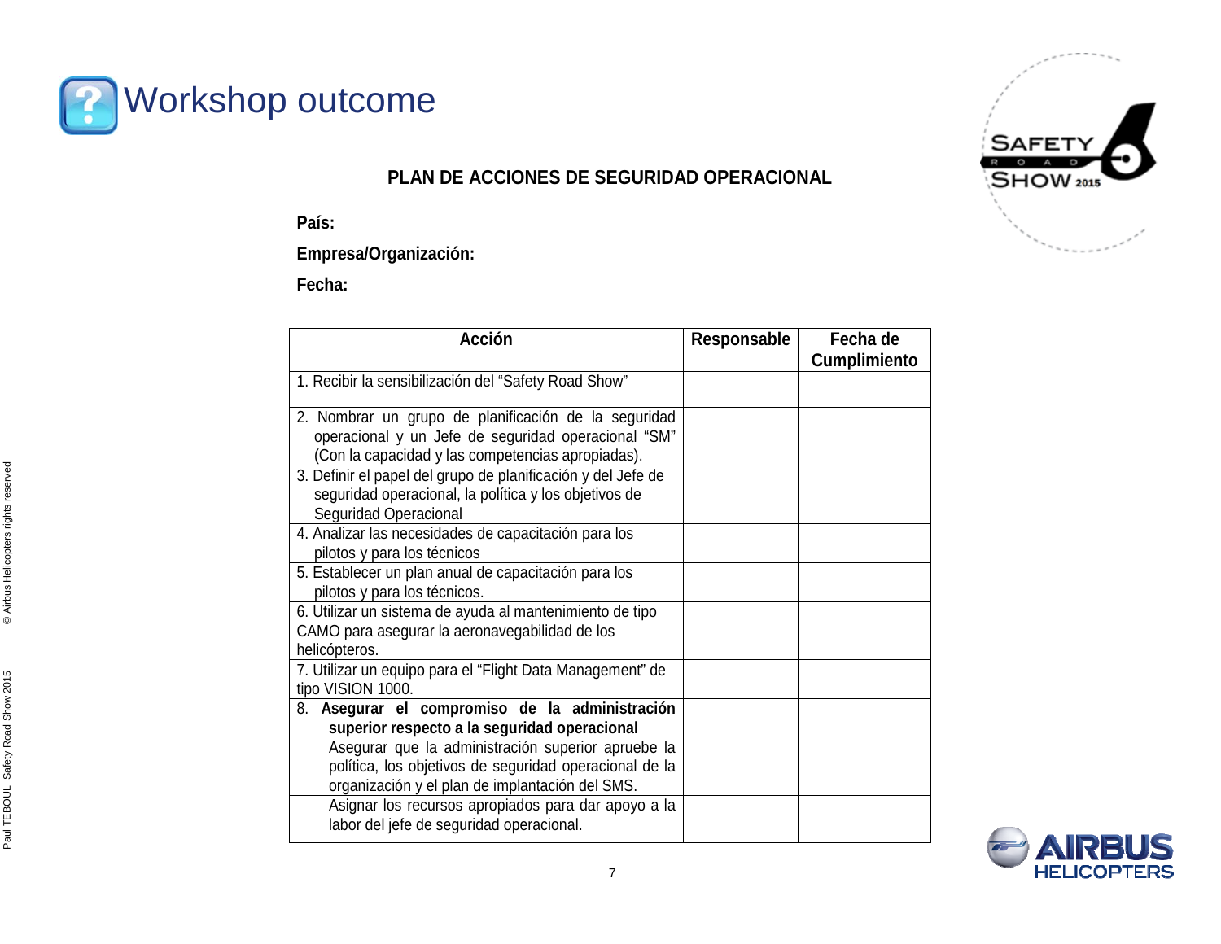# Workshop outcome

## PLAN DE ACCIONES DE SEGURIDAD OPERACIONAL

**País:**

**Empresa/Organización:**

**Fecha:**

| Acción | Responsable | Fecha de Cumplimiento |
|---|---|---|
| 1. Recibir la sensibilización del "Safety Road Show" | | |
| 2. Nombrar un grupo de planificación de la seguridad operacional y un Jefe de seguridad operacional "SM" (Con la capacidad y las competencias apropiadas). | | |
| 3. Definir el papel del grupo de planificación y del Jefe de seguridad operacional, la política y los objetivos de Seguridad Operacional | | |
| 4. Analizar las necesidades de capacitación para los pilotos y para los técnicos | | |
| 5. Establecer un plan anual de capacitación para los pilotos y para los técnicos. | | |
| 6. Utilizar un sistema de ayuda al mantenimiento de tipo CAMO para asegurar la aeronavegabilidad de los helicópteros. | | |
| 7. Utilizar un equipo para el "Flight Data Management" de tipo VISION 1000. | | |
| 8. **Asegurar el compromiso de la administración superior respecto a la seguridad operacional** Asegurar que la administración superior apruebe la política, los objetivos de seguridad operacional de la organización y el plan de implantación del SMS. | | |
| Asignar los recursos apropiados para dar apoyo a la labor del jefe de seguridad operacional. | | |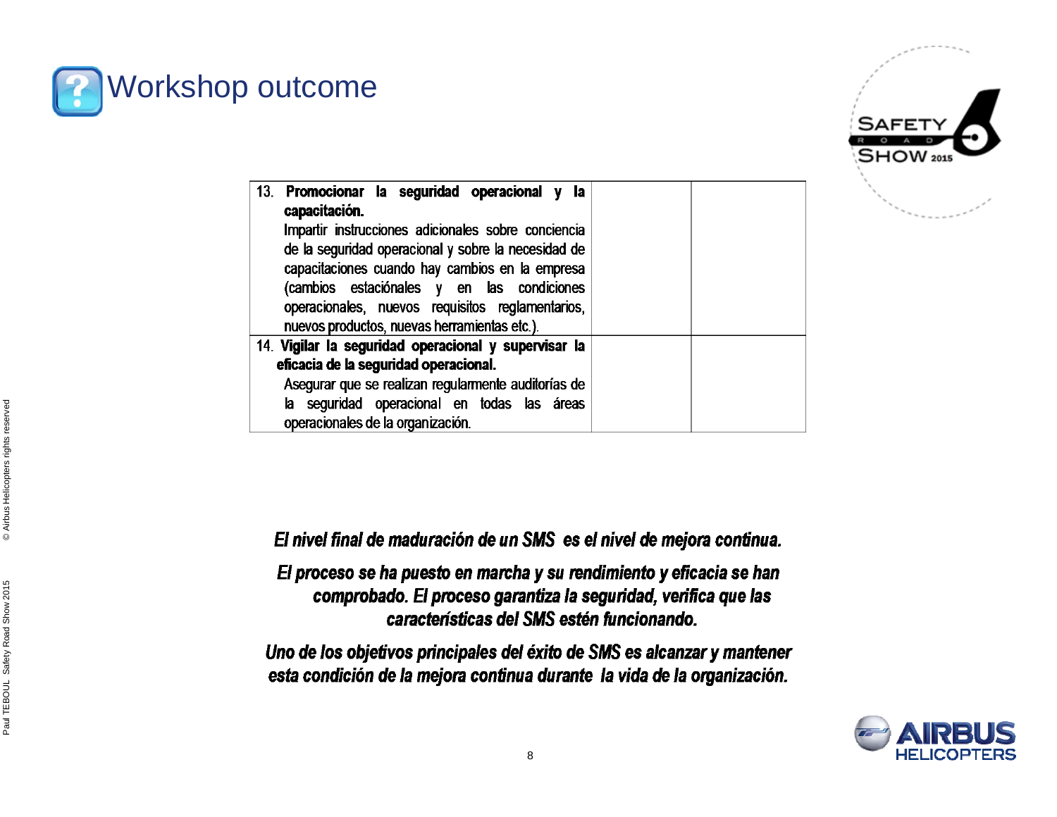# Workshop outcome

| | | |
|---|---|---|
| 13. **Promocionar la seguridad operacional y la capacitación.** Impartir instrucciones adicionales sobre conciencia de la seguridad operacional y sobre la necesidad de capacitaciones cuando hay cambios en la empresa (cambios estaciónales y en las condiciones operacionales, nuevos requisitos reglamentarios, nuevos productos, nuevas herramientas etc.). | | |
| 14. **Vigilar la seguridad operacional y supervisar la eficacia de la seguridad operacional.** Asegurar que se realizan regularmente auditorías de la seguridad operacional en todas las áreas operacionales de la organización. | | |

***El nivel final de maduración de un SMS es el nivel de mejora continua.***

***El proceso se ha puesto en marcha y su rendimiento y eficacia se han comprobado. El proceso garantiza la seguridad, verifica que las características del SMS estén funcionando.***

***Uno de los objetivos principales del éxito de SMS es alcanzar y mantener esta condición de la mejora continua durante la vida de la organización.***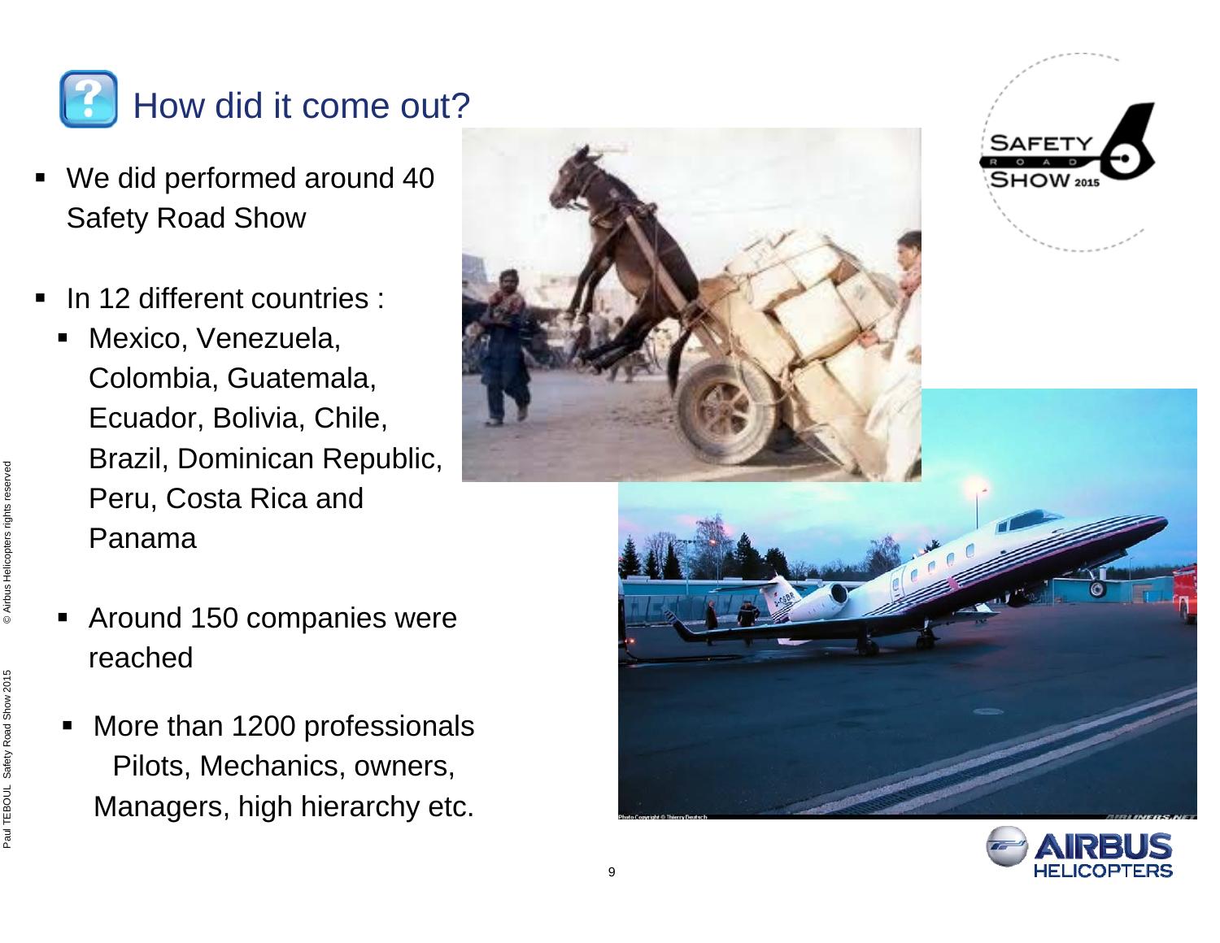# How did it come out?

- We did performed around 40 Safety Road Show
- In 12 different countries :
  - Mexico, Venezuela, Colombia, Guatemala, Ecuador, Bolivia, Chile, Brazil, Dominican Republic, Peru, Costa Rica and Panama
  - Around 150 companies were reached
  - More than 1200 professionals Pilots, Mechanics, owners, Managers, high hierarchy etc.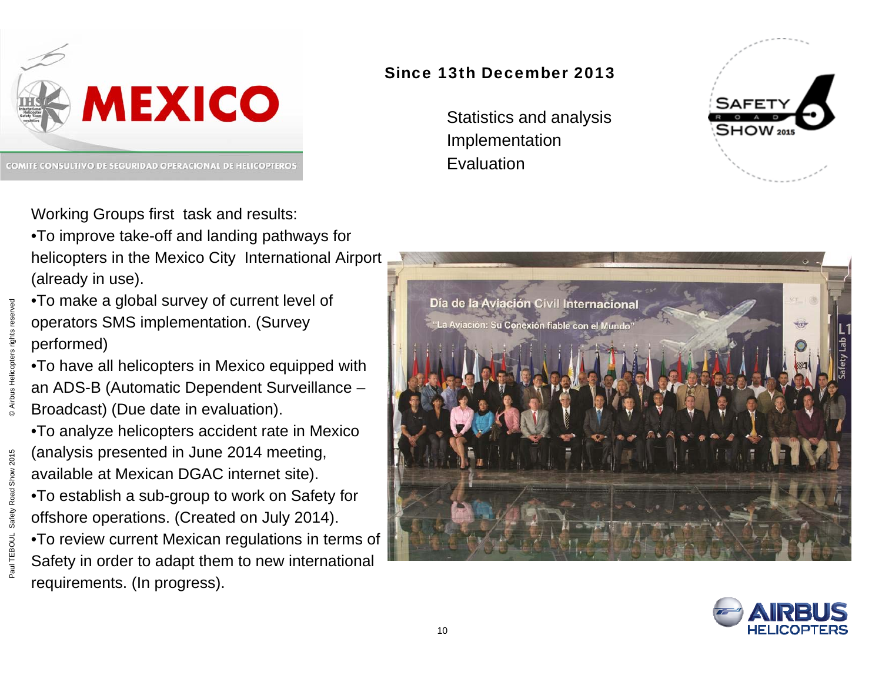# MEXICO

COMITE CONSULTIVO DE SEGURIDAD OPERACIONAL DE HELICOPTEROS

**Since 13th December 2013**

Statistics and analysis
Implementation
Evaluation

Working Groups first task and results:

- To improve take-off and landing pathways for helicopters in the Mexico City International Airport (already in use).
- To make a global survey of current level of operators SMS implementation. (Survey performed)
- To have all helicopters in Mexico equipped with an ADS-B (Automatic Dependent Surveillance – Broadcast) (Due date in evaluation).
- To analyze helicopters accident rate in Mexico (analysis presented in June 2014 meeting, available at Mexican DGAC internet site).
- To establish a sub-group to work on Safety for offshore operations. (Created on July 2014).
- To review current Mexican regulations in terms of Safety in order to adapt them to new international requirements. (In progress).